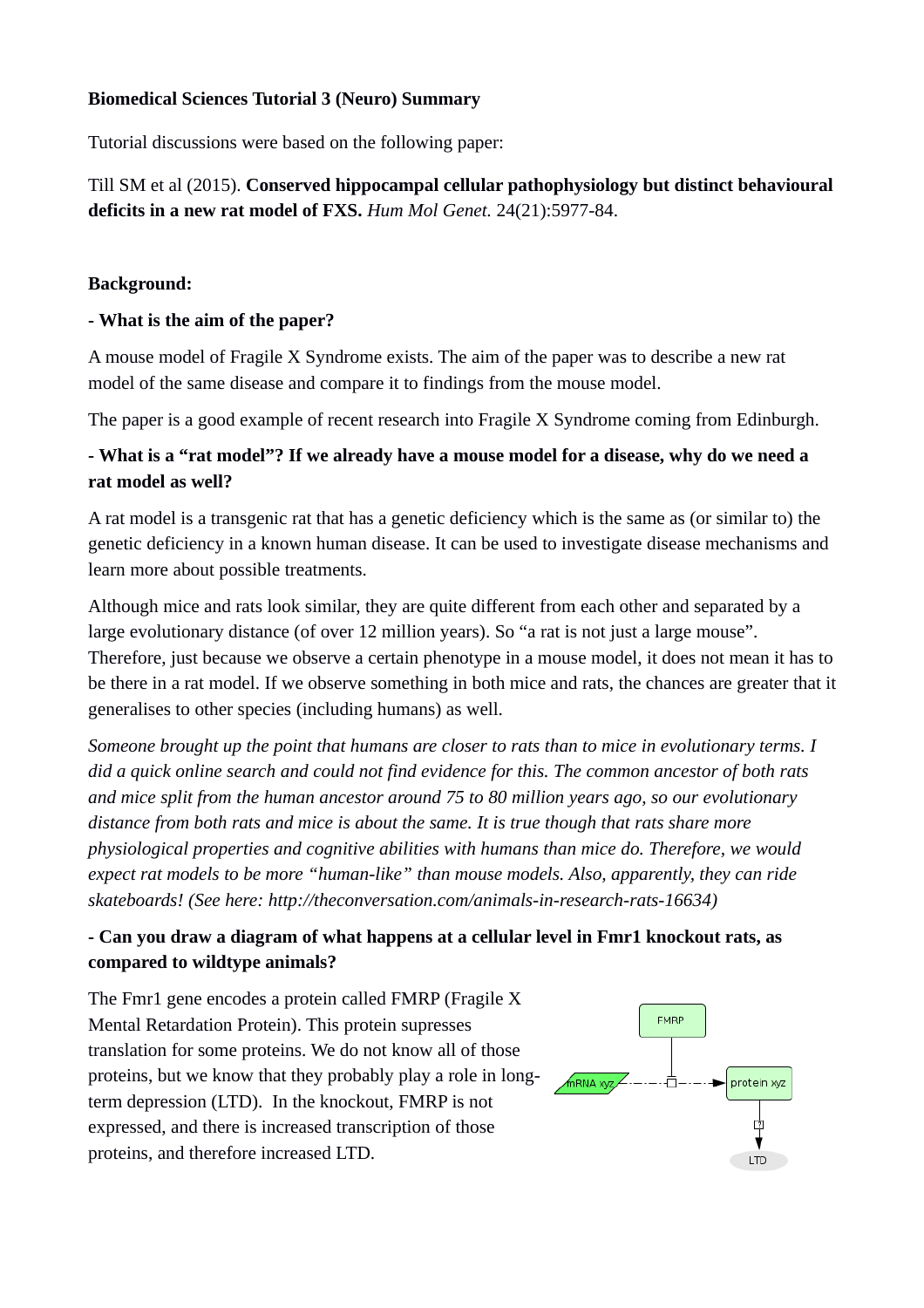**Biomedical Sciences Tutorial 3 (Neuro) Summary**

Tutorial discussions were based on the following paper:

Till SM et al (2015). **Conserved hippocampal cellular pathophysiology but distinct behavioural deficits in a new rat model of FXS.** *Hum Mol Genet.* 24(21):5977-84.

**Background:**

**- What is the aim of the paper?**

A mouse model of Fragile X Syndrome exists. The aim of the paper was to describe a new rat model of the same disease and compare it to findings from the mouse model.

The paper is a good example of recent research into Fragile X Syndrome coming from Edinburgh.

**- What is a "rat model"? If we already have a mouse model for a disease, why do we need a rat model as well?**

A rat model is a transgenic rat that has a genetic deficiency which is the same as (or similar to) the genetic deficiency in a known human disease. It can be used to investigate disease mechanisms and learn more about possible treatments.

Although mice and rats look similar, they are quite different from each other and separated by a large evolutionary distance (of over 12 million years). So "a rat is not just a large mouse". Therefore, just because we observe a certain phenotype in a mouse model, it does not mean it has to be there in a rat model. If we observe something in both mice and rats, the chances are greater that it generalises to other species (including humans) as well.

*Someone brought up the point that humans are closer to rats than to mice in evolutionary terms. I did a quick online search and could not find evidence for this. The common ancestor of both rats and mice split from the human ancestor around 75 to 80 million years ago, so our evolutionary distance from both rats and mice is about the same. It is true though that rats share more physiological properties and cognitive abilities with humans than mice do. Therefore, we would expect rat models to be more "human-like" than mouse models. Also, apparently, they can ride skateboards! (See here: http://theconversation.com/animals-in-research-rats-16634)*

**- Can you draw a diagram of what happens at a cellular level in Fmr1 knockout rats, as compared to wildtype animals?**

The Fmr1 gene encodes a protein called FMRP (Fragile X Mental Retardation Protein). This protein supresses translation for some proteins. We do not know all of those proteins, but we know that they probably play a role in long-term depression (LTD). In the knockout, FMRP is not expressed, and there is increased transcription of those proteins, and therefore increased LTD.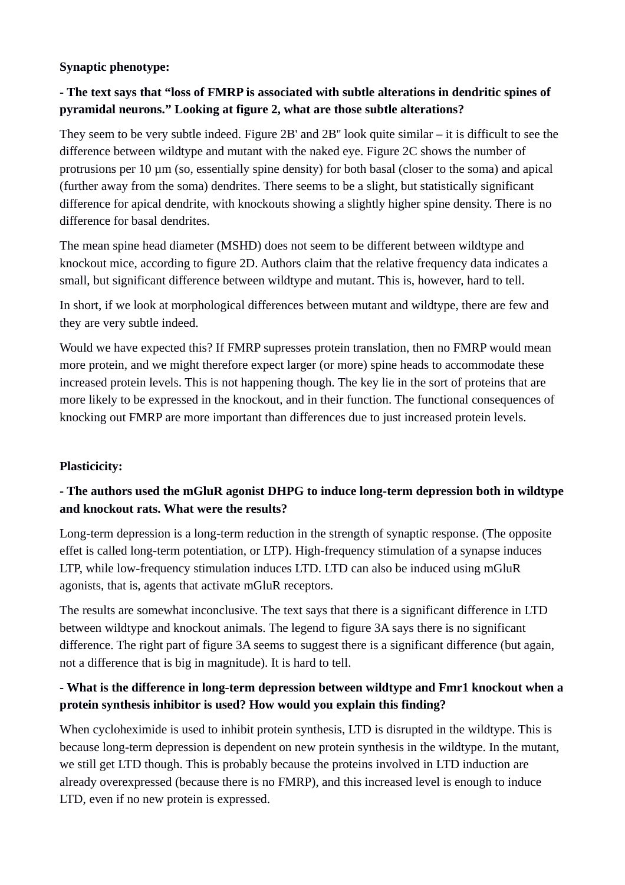**Synaptic phenotype:**

**- The text says that "loss of FMRP is associated with subtle alterations in dendritic spines of pyramidal neurons." Looking at figure 2, what are those subtle alterations?**

They seem to be very subtle indeed. Figure 2B' and 2B'' look quite similar – it is difficult to see the difference between wildtype and mutant with the naked eye. Figure 2C shows the number of protrusions per 10 µm (so, essentially spine density) for both basal (closer to the soma) and apical (further away from the soma) dendrites. There seems to be a slight, but statistically significant difference for apical dendrite, with knockouts showing a slightly higher spine density. There is no difference for basal dendrites.

The mean spine head diameter (MSHD) does not seem to be different between wildtype and knockout mice, according to figure 2D. Authors claim that the relative frequency data indicates a small, but significant difference between wildtype and mutant. This is, however, hard to tell.

In short, if we look at morphological differences between mutant and wildtype, there are few and they are very subtle indeed.

Would we have expected this? If FMRP supresses protein translation, then no FMRP would mean more protein, and we might therefore expect larger (or more) spine heads to accommodate these increased protein levels. This is not happening though. The key lie in the sort of proteins that are more likely to be expressed in the knockout, and in their function. The functional consequences of knocking out FMRP are more important than differences due to just increased protein levels.

**Plasticicity:**

**- The authors used the mGluR agonist DHPG to induce long-term depression both in wildtype and knockout rats. What were the results?**

Long-term depression is a long-term reduction in the strength of synaptic response. (The opposite effet is called long-term potentiation, or LTP). High-frequency stimulation of a synapse induces LTP, while low-frequency stimulation induces LTD. LTD can also be induced using mGluR agonists, that is, agents that activate mGluR receptors.

The results are somewhat inconclusive. The text says that there is a significant difference in LTD between wildtype and knockout animals. The legend to figure 3A says there is no significant difference. The right part of figure 3A seems to suggest there is a significant difference (but again, not a difference that is big in magnitude). It is hard to tell.

**- What is the difference in long-term depression between wildtype and Fmr1 knockout when a protein synthesis inhibitor is used? How would you explain this finding?**

When cycloheximide is used to inhibit protein synthesis, LTD is disrupted in the wildtype. This is because long-term depression is dependent on new protein synthesis in the wildtype. In the mutant, we still get LTD though. This is probably because the proteins involved in LTD induction are already overexpressed (because there is no FMRP), and this increased level is enough to induce LTD, even if no new protein is expressed.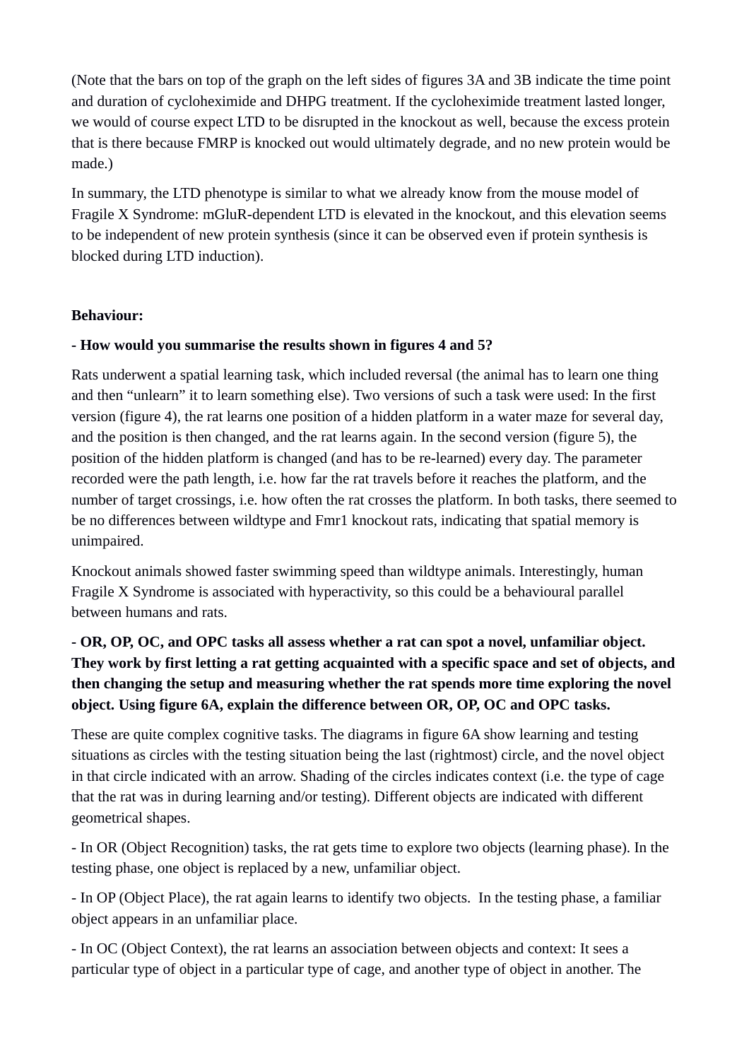(Note that the bars on top of the graph on the left sides of figures 3A and 3B indicate the time point and duration of cycloheximide and DHPG treatment. If the cycloheximide treatment lasted longer, we would of course expect LTD to be disrupted in the knockout as well, because the excess protein that is there because FMRP is knocked out would ultimately degrade, and no new protein would be made.)

In summary, the LTD phenotype is similar to what we already know from the mouse model of Fragile X Syndrome: mGluR-dependent LTD is elevated in the knockout, and this elevation seems to be independent of new protein synthesis (since it can be observed even if protein synthesis is blocked during LTD induction).

**Behaviour:**

**- How would you summarise the results shown in figures 4 and 5?**

Rats underwent a spatial learning task, which included reversal (the animal has to learn one thing and then "unlearn" it to learn something else). Two versions of such a task were used: In the first version (figure 4), the rat learns one position of a hidden platform in a water maze for several day, and the position is then changed, and the rat learns again. In the second version (figure 5), the position of the hidden platform is changed (and has to be re-learned) every day. The parameter recorded were the path length, i.e. how far the rat travels before it reaches the platform, and the number of target crossings, i.e. how often the rat crosses the platform. In both tasks, there seemed to be no differences between wildtype and Fmr1 knockout rats, indicating that spatial memory is unimpaired.

Knockout animals showed faster swimming speed than wildtype animals. Interestingly, human Fragile X Syndrome is associated with hyperactivity, so this could be a behavioural parallel between humans and rats.

**- OR, OP, OC, and OPC tasks all assess whether a rat can spot a novel, unfamiliar object. They work by first letting a rat getting acquainted with a specific space and set of objects, and then changing the setup and measuring whether the rat spends more time exploring the novel object. Using figure 6A, explain the difference between OR, OP, OC and OPC tasks.**

These are quite complex cognitive tasks. The diagrams in figure 6A show learning and testing situations as circles with the testing situation being the last (rightmost) circle, and the novel object in that circle indicated with an arrow. Shading of the circles indicates context (i.e. the type of cage that the rat was in during learning and/or testing). Different objects are indicated with different geometrical shapes.

- In OR (Object Recognition) tasks, the rat gets time to explore two objects (learning phase). In the testing phase, one object is replaced by a new, unfamiliar object.

- In OP (Object Place), the rat again learns to identify two objects. In the testing phase, a familiar object appears in an unfamiliar place.

- In OC (Object Context), the rat learns an association between objects and context: It sees a particular type of object in a particular type of cage, and another type of object in another. The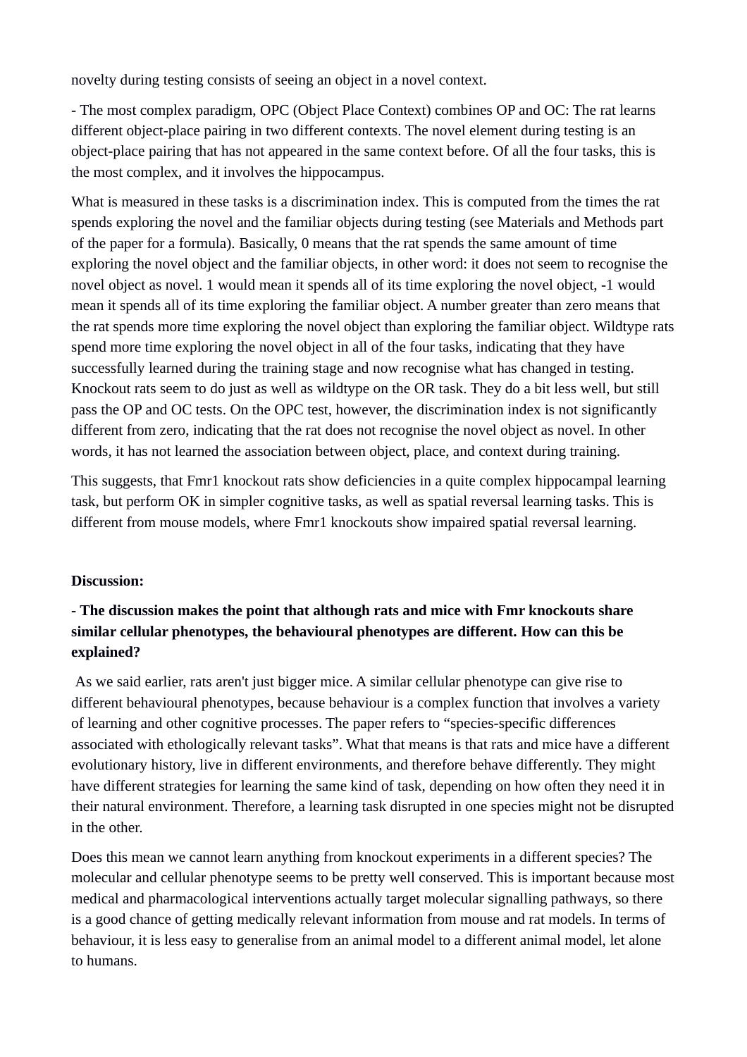novelty during testing consists of seeing an object in a novel context.

- The most complex paradigm, OPC (Object Place Context) combines OP and OC: The rat learns different object-place pairing in two different contexts. The novel element during testing is an object-place pairing that has not appeared in the same context before. Of all the four tasks, this is the most complex, and it involves the hippocampus.

What is measured in these tasks is a discrimination index. This is computed from the times the rat spends exploring the novel and the familiar objects during testing (see Materials and Methods part of the paper for a formula). Basically, 0 means that the rat spends the same amount of time exploring the novel object and the familiar objects, in other word: it does not seem to recognise the novel object as novel. 1 would mean it spends all of its time exploring the novel object, -1 would mean it spends all of its time exploring the familiar object. A number greater than zero means that the rat spends more time exploring the novel object than exploring the familiar object. Wildtype rats spend more time exploring the novel object in all of the four tasks, indicating that they have successfully learned during the training stage and now recognise what has changed in testing. Knockout rats seem to do just as well as wildtype on the OR task. They do a bit less well, but still pass the OP and OC tests. On the OPC test, however, the discrimination index is not significantly different from zero, indicating that the rat does not recognise the novel object as novel. In other words, it has not learned the association between object, place, and context during training.

This suggests, that Fmr1 knockout rats show deficiencies in a quite complex hippocampal learning task, but perform OK in simpler cognitive tasks, as well as spatial reversal learning tasks. This is different from mouse models, where Fmr1 knockouts show impaired spatial reversal learning.

**Discussion:**

**- The discussion makes the point that although rats and mice with Fmr knockouts share similar cellular phenotypes, the behavioural phenotypes are different. How can this be explained?**

As we said earlier, rats aren't just bigger mice. A similar cellular phenotype can give rise to different behavioural phenotypes, because behaviour is a complex function that involves a variety of learning and other cognitive processes. The paper refers to "species-specific differences associated with ethologically relevant tasks". What that means is that rats and mice have a different evolutionary history, live in different environments, and therefore behave differently. They might have different strategies for learning the same kind of task, depending on how often they need it in their natural environment. Therefore, a learning task disrupted in one species might not be disrupted in the other.

Does this mean we cannot learn anything from knockout experiments in a different species? The molecular and cellular phenotype seems to be pretty well conserved. This is important because most medical and pharmacological interventions actually target molecular signalling pathways, so there is a good chance of getting medically relevant information from mouse and rat models. In terms of behaviour, it is less easy to generalise from an animal model to a different animal model, let alone to humans.